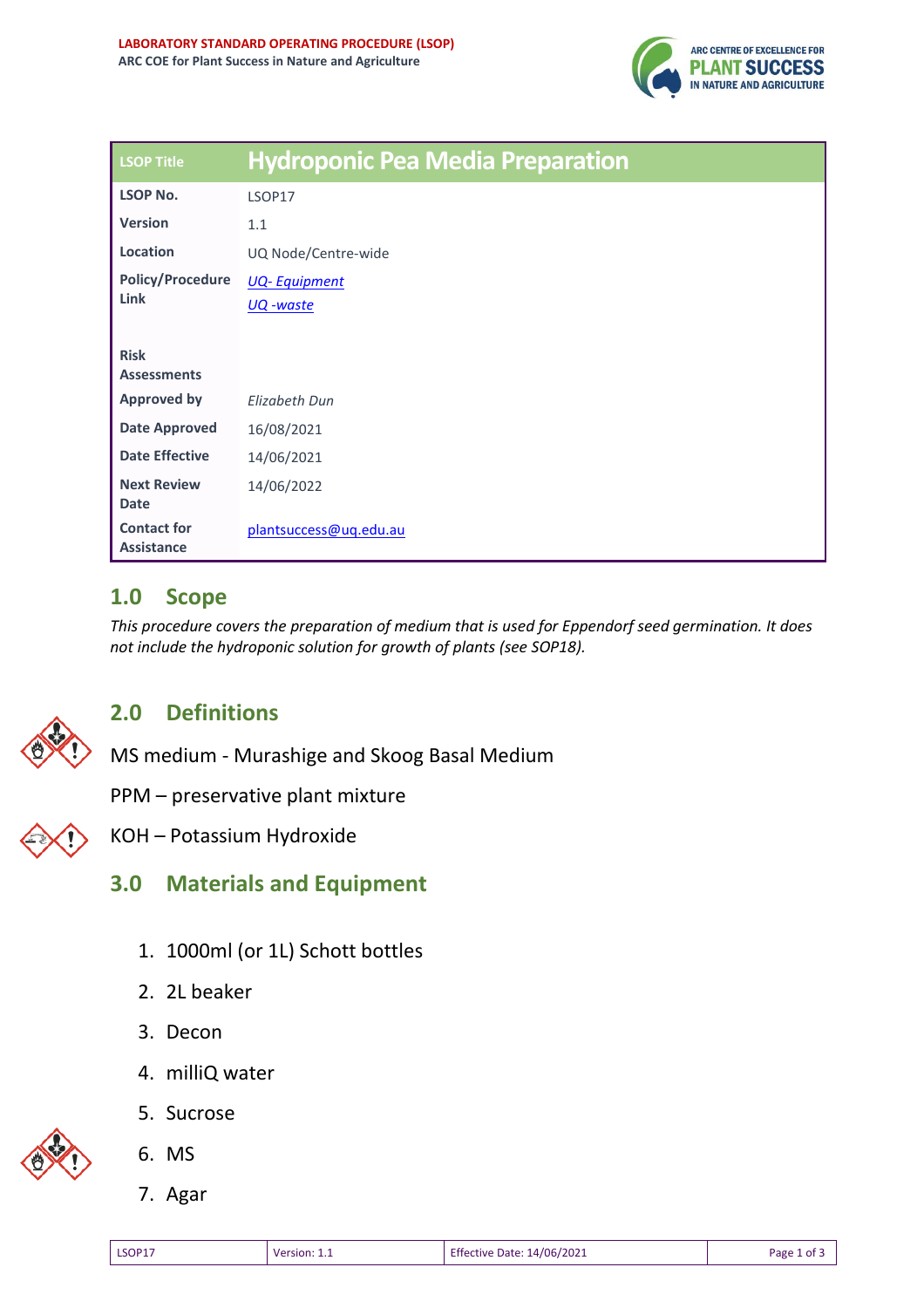**LABORATORY STANDARD OPERATING PROCEDURE (LSOP)**
**ARC COE for Plant Success in Nature and Agriculture**

| LSOP Title | Hydroponic Pea Media Preparation |
|---|---|
| LSOP No. | LSOP17 |
| Version | 1.1 |
| Location | UQ Node/Centre-wide |
| Policy/Procedure Link | *UQ- Equipment*<br>*UQ -waste* |
| Risk Assessments | |
| Approved by | *Elizabeth Dun* |
| Date Approved | 16/08/2021 |
| Date Effective | 14/06/2021 |
| Next Review Date | 14/06/2022 |
| Contact for Assistance | plantsuccess@uq.edu.au |

## 1.0 Scope

*This procedure covers the preparation of medium that is used for Eppendorf seed germination. It does not include the hydroponic solution for growth of plants (see SOP18).*

## 2.0 Definitions

MS medium - Murashige and Skoog Basal Medium

PPM – preservative plant mixture

KOH – Potassium Hydroxide

## 3.0 Materials and Equipment

1. 1000ml (or 1L) Schott bottles
2. 2L beaker
3. Decon
4. milliQ water
5. Sucrose
6. MS
7. Agar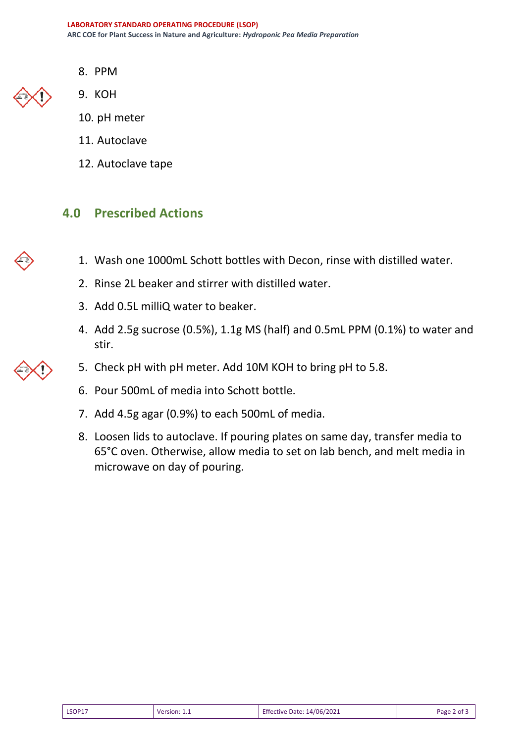8. PPM
9. KOH
10. pH meter
11. Autoclave
12. Autoclave tape

## 4.0 Prescribed Actions

1. Wash one 1000mL Schott bottles with Decon, rinse with distilled water.
2. Rinse 2L beaker and stirrer with distilled water.
3. Add 0.5L milliQ water to beaker.
4. Add 2.5g sucrose (0.5%), 1.1g MS (half) and 0.5mL PPM (0.1%) to water and stir.
5. Check pH with pH meter. Add 10M KOH to bring pH to 5.8.
6. Pour 500mL of media into Schott bottle.
7. Add 4.5g agar (0.9%) to each 500mL of media.
8. Loosen lids to autoclave. If pouring plates on same day, transfer media to 65°C oven. Otherwise, allow media to set on lab bench, and melt media in microwave on day of pouring.